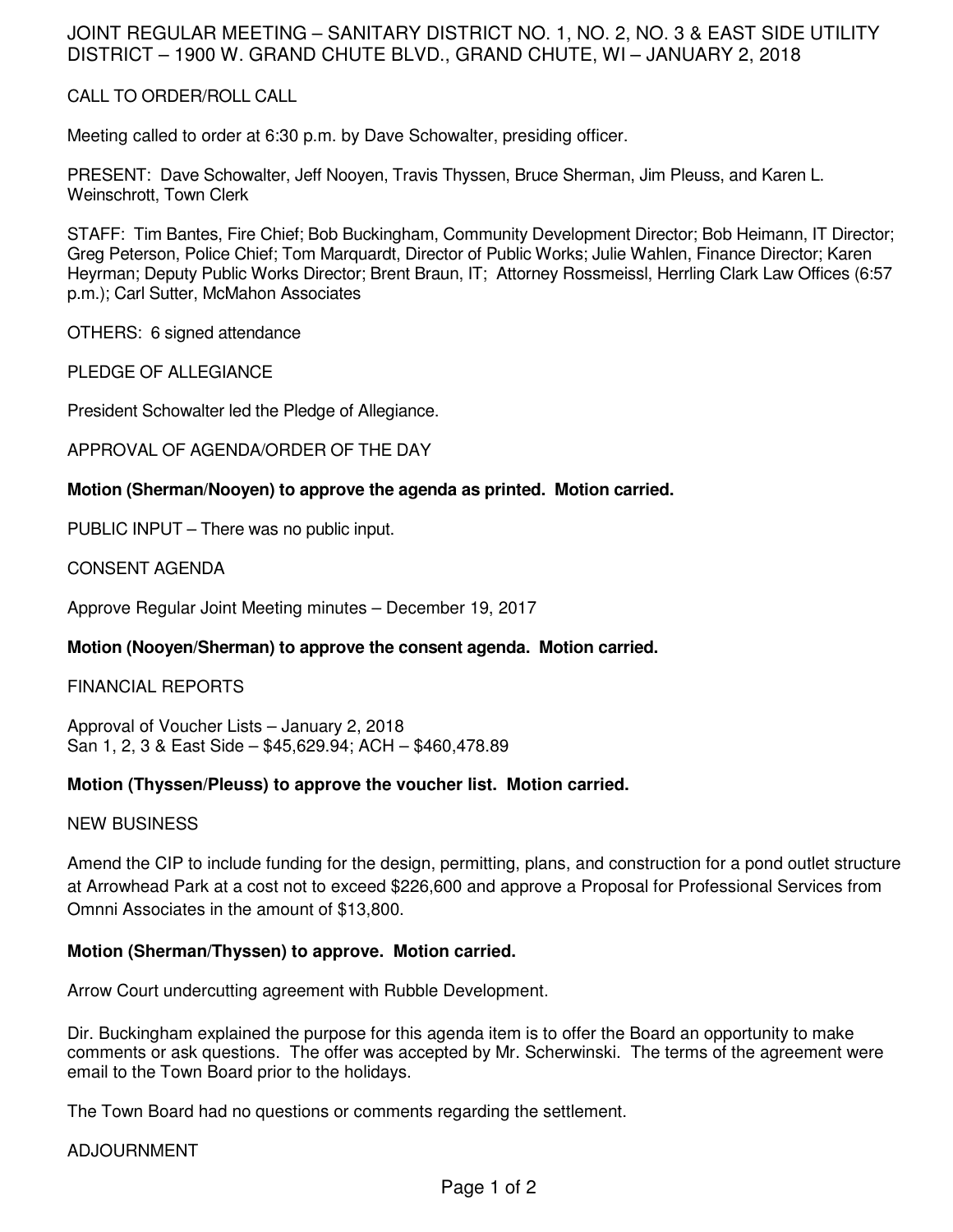# JOINT REGULAR MEETING – SANITARY DISTRICT NO. 1, NO. 2, NO. 3 & EAST SIDE UTILITY DISTRICT – 1900 W. GRAND CHUTE BLVD., GRAND CHUTE, WI – JANUARY 2, 2018

CALL TO ORDER/ROLL CALL

Meeting called to order at 6:30 p.m. by Dave Schowalter, presiding officer.

PRESENT: Dave Schowalter, Jeff Nooyen, Travis Thyssen, Bruce Sherman, Jim Pleuss, and Karen L. Weinschrott, Town Clerk

STAFF: Tim Bantes, Fire Chief; Bob Buckingham, Community Development Director; Bob Heimann, IT Director; Greg Peterson, Police Chief; Tom Marquardt, Director of Public Works; Julie Wahlen, Finance Director; Karen Heyrman; Deputy Public Works Director; Brent Braun, IT; Attorney Rossmeissl, Herrling Clark Law Offices (6:57 p.m.); Carl Sutter, McMahon Associates

OTHERS: 6 signed attendance

PLEDGE OF ALLEGIANCE

President Schowalter led the Pledge of Allegiance.

APPROVAL OF AGENDA/ORDER OF THE DAY

**Motion (Sherman/Nooyen) to approve the agenda as printed. Motion carried.**

PUBLIC INPUT – There was no public input.

CONSENT AGENDA

Approve Regular Joint Meeting minutes – December 19, 2017

**Motion (Nooyen/Sherman) to approve the consent agenda. Motion carried.**

FINANCIAL REPORTS

Approval of Voucher Lists – January 2, 2018
San 1, 2, 3 & East Side – $45,629.94; ACH – $460,478.89

**Motion (Thyssen/Pleuss) to approve the voucher list. Motion carried.**

NEW BUSINESS

Amend the CIP to include funding for the design, permitting, plans, and construction for a pond outlet structure at Arrowhead Park at a cost not to exceed $226,600 and approve a Proposal for Professional Services from Omnni Associates in the amount of $13,800.

**Motion (Sherman/Thyssen) to approve. Motion carried.**

Arrow Court undercutting agreement with Rubble Development.

Dir. Buckingham explained the purpose for this agenda item is to offer the Board an opportunity to make comments or ask questions. The offer was accepted by Mr. Scherwinski. The terms of the agreement were email to the Town Board prior to the holidays.

The Town Board had no questions or comments regarding the settlement.

ADJOURNMENT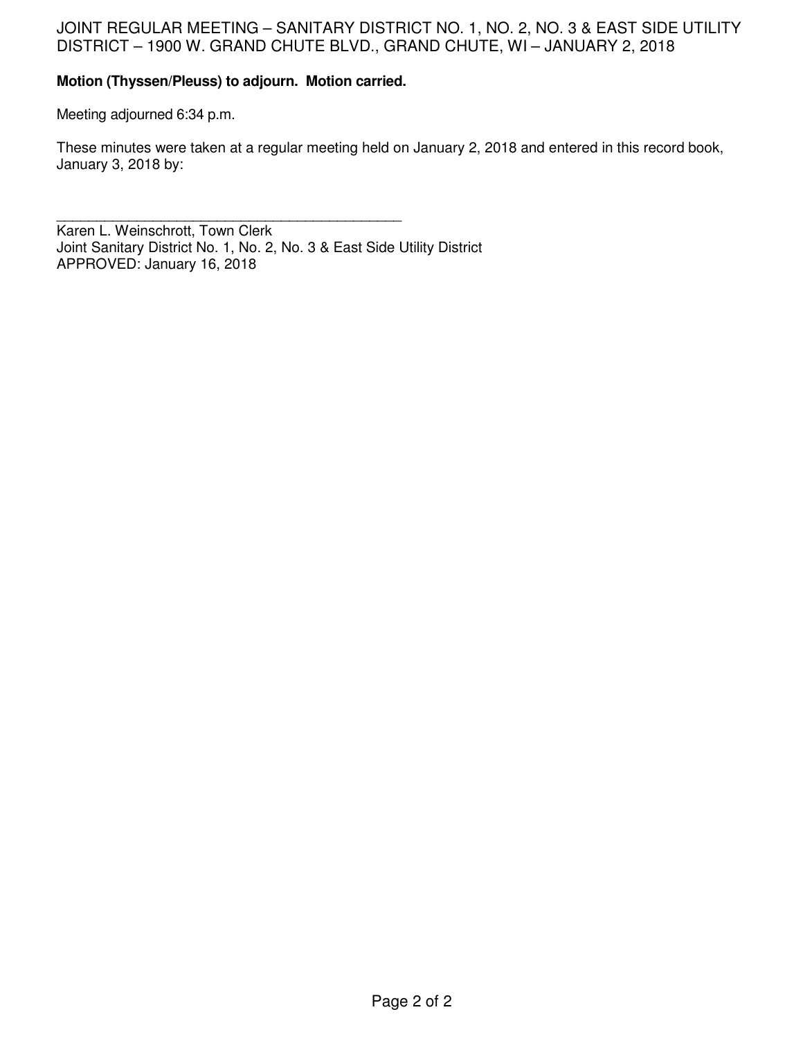**Motion (Thyssen/Pleuss) to adjourn. Motion carried.**

Meeting adjourned 6:34 p.m.

These minutes were taken at a regular meeting held on January 2, 2018 and entered in this record book, January 3, 2018 by:

\_\_\_\_\_\_\_\_\_\_\_\_\_\_\_\_\_\_\_\_\_\_\_\_\_\_\_\_\_\_\_\_\_\_\_\_\_\_\_\_\_\_\_\_

Karen L. Weinschrott, Town Clerk
Joint Sanitary District No. 1, No. 2, No. 3 & East Side Utility District
APPROVED: January 16, 2018